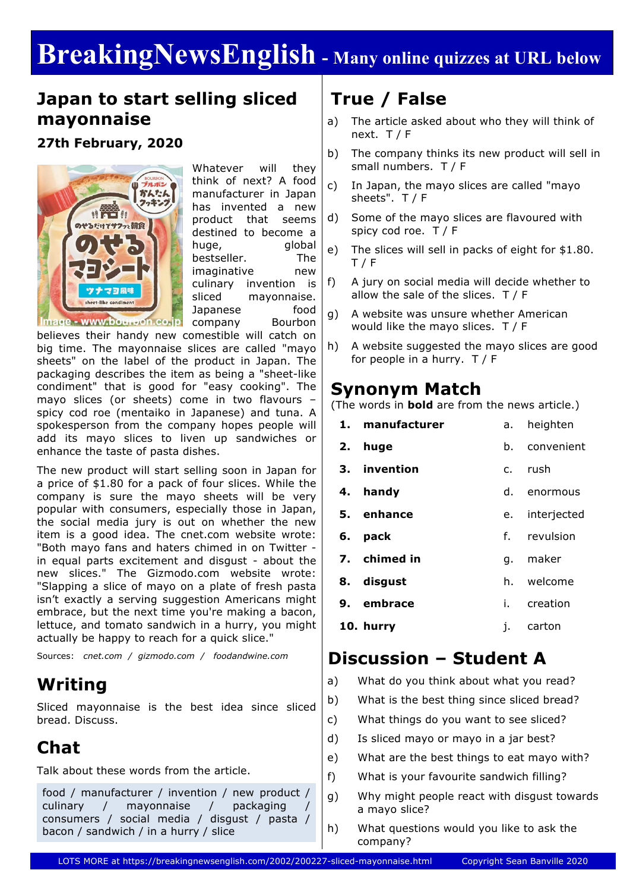# BreakingNewsEnglish - Many online quizzes at URL below

## Japan to start selling sliced mayonnaise

### 27th February, 2020

Image - www.bourbon.co.jp

Whatever will they think of next? A food manufacturer in Japan has invented a new product that seems destined to become a huge, global bestseller. The imaginative new culinary invention is sliced mayonnaise. Japanese food company Bourbon believes their handy new comestible will catch on big time. The mayonnaise slices are called "mayo sheets" on the label of the product in Japan. The packaging describes the item as being a "sheet-like condiment" that is good for "easy cooking". The mayo slices (or sheets) come in two flavours – spicy cod roe (mentaiko in Japanese) and tuna. A spokesperson from the company hopes people will add its mayo slices to liven up sandwiches or enhance the taste of pasta dishes.

The new product will start selling soon in Japan for a price of $1.80 for a pack of four slices. While the company is sure the mayo sheets will be very popular with consumers, especially those in Japan, the social media jury is out on whether the new item is a good idea. The cnet.com website wrote: "Both mayo fans and haters chimed in on Twitter - in equal parts excitement and disgust - about the new slices." The Gizmodo.com website wrote: "Slapping a slice of mayo on a plate of fresh pasta isn't exactly a serving suggestion Americans might embrace, but the next time you're making a bacon, lettuce, and tomato sandwich in a hurry, you might actually be happy to reach for a quick slice."

Sources: *cnet.com / gizmodo.com / foodandwine.com*

## Writing

Sliced mayonnaise is the best idea since sliced bread. Discuss.

## Chat

Talk about these words from the article.

food / manufacturer / invention / new product / culinary / mayonnaise / packaging / consumers / social media / disgust / pasta / bacon / sandwich / in a hurry / slice

## True / False

a) The article asked about who they will think of next. T / F

b) The company thinks its new product will sell in small numbers. T / F

c) In Japan, the mayo slices are called "mayo sheets". T / F

d) Some of the mayo slices are flavoured with spicy cod roe. T / F

e) The slices will sell in packs of eight for $1.80. T / F

f) A jury on social media will decide whether to allow the sale of the slices. T / F

g) A website was unsure whether American would like the mayo slices. T / F

h) A website suggested the mayo slices are good for people in a hurry. T / F

## Synonym Match

(The words in **bold** are from the news article.)

| | | | |
|---|---|---|---|
| 1. | **manufacturer** | a. | heighten |
| 2. | **huge** | b. | convenient |
| 3. | **invention** | c. | rush |
| 4. | **handy** | d. | enormous |
| 5. | **enhance** | e. | interjected |
| 6. | **pack** | f. | revulsion |
| 7. | **chimed in** | g. | maker |
| 8. | **disgust** | h. | welcome |
| 9. | **embrace** | i. | creation |
| 10. | **hurry** | j. | carton |

## Discussion – Student A

a) What do you think about what you read?

b) What is the best thing since sliced bread?

c) What things do you want to see sliced?

d) Is sliced mayo or mayo in a jar best?

e) What are the best things to eat mayo with?

f) What is your favourite sandwich filling?

g) Why might people react with disgust towards a mayo slice?

h) What questions would you like to ask the company?

LOTS MORE at https://breakingnewsenglish.com/2002/200227-sliced-mayonnaise.html Copyright Sean Banville 2020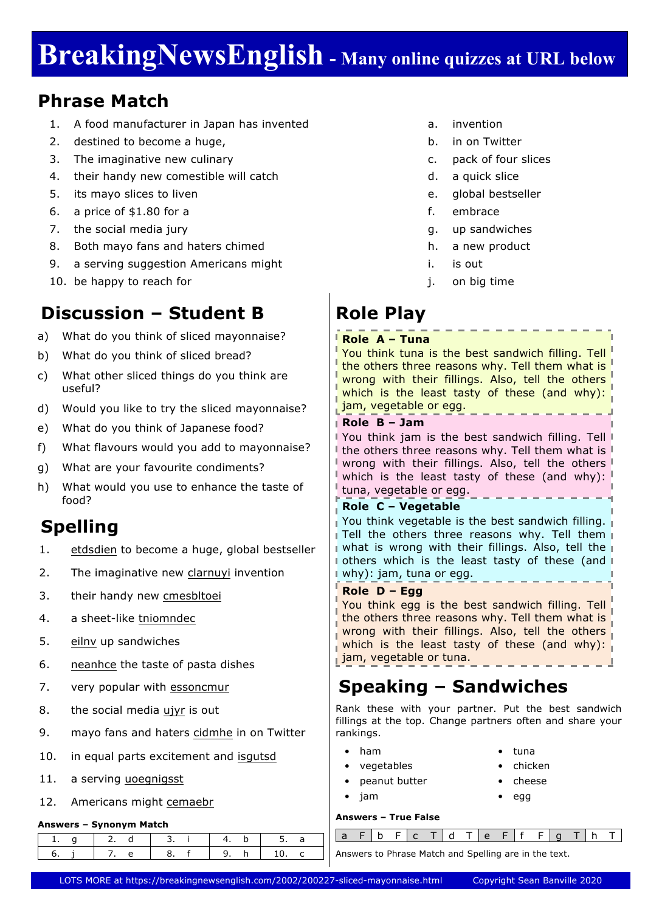# BreakingNewsEnglish - Many online quizzes at URL below

## Phrase Match

1. A food manufacturer in Japan has invented
2. destined to become a huge,
3. The imaginative new culinary
4. their handy new comestible will catch
5. its mayo slices to liven
6. a price of $1.80 for a
7. the social media jury
8. Both mayo fans and haters chimed
9. a serving suggestion Americans might
10. be happy to reach for

a. invention
b. in on Twitter
c. pack of four slices
d. a quick slice
e. global bestseller
f. embrace
g. up sandwiches
h. a new product
i. is out
j. on big time

## Discussion – Student B

a) What do you think of sliced mayonnaise?
b) What do you think of sliced bread?
c) What other sliced things do you think are useful?
d) Would you like to try the sliced mayonnaise?
e) What do you think of Japanese food?
f) What flavours would you add to mayonnaise?
g) What are your favourite condiments?
h) What would you use to enhance the taste of food?

## Spelling

1. etdsdien to become a huge, global bestseller
2. The imaginative new clarnuyi invention
3. their handy new cmesbltoei
4. a sheet-like tniomndec
5. eilnv up sandwiches
6. neanhce the taste of pasta dishes
7. very popular with essoncmur
8. the social media ujyr is out
9. mayo fans and haters cidmhe in on Twitter
10. in equal parts excitement and isgutsd
11. a serving uoegnigsst
12. Americans might cemaebr

**Answers – Synonym Match**

| | | | | |
|---|---|---|---|---|
| 1. g | 2. d | 3. i | 4. b | 5. a |
| 6. j | 7. e | 8. f | 9. h | 10. c |

## Role Play

**Role A – Tuna**
You think tuna is the best sandwich filling. Tell the others three reasons why. Tell them what is wrong with their fillings. Also, tell the others which is the least tasty of these (and why): jam, vegetable or egg.

**Role B – Jam**
You think jam is the best sandwich filling. Tell the others three reasons why. Tell them what is wrong with their fillings. Also, tell the others which is the least tasty of these (and why): tuna, vegetable or egg.

**Role C – Vegetable**
You think vegetable is the best sandwich filling. Tell the others three reasons why. Tell them what is wrong with their fillings. Also, tell the others which is the least tasty of these (and why): jam, tuna or egg.

**Role D – Egg**
You think egg is the best sandwich filling. Tell the others three reasons why. Tell them what is wrong with their fillings. Also, tell the others which is the least tasty of these (and why): jam, vegetable or tuna.

## Speaking – Sandwiches

Rank these with your partner. Put the best sandwich fillings at the top. Change partners often and share your rankings.

- ham
- vegetables
- peanut butter
- jam
- tuna
- chicken
- cheese
- egg

**Answers – True False**

| | | | | | | | | | | | | | | | |
|---|---|---|---|---|---|---|---|---|---|---|---|---|---|---|---|
| a | F | b | F | c | T | d | T | e | F | f | F | g | T | h | T |

Answers to Phrase Match and Spelling are in the text.

LOTS MORE at https://breakingnewsenglish.com/2002/200227-sliced-mayonnaise.html Copyright Sean Banville 2020